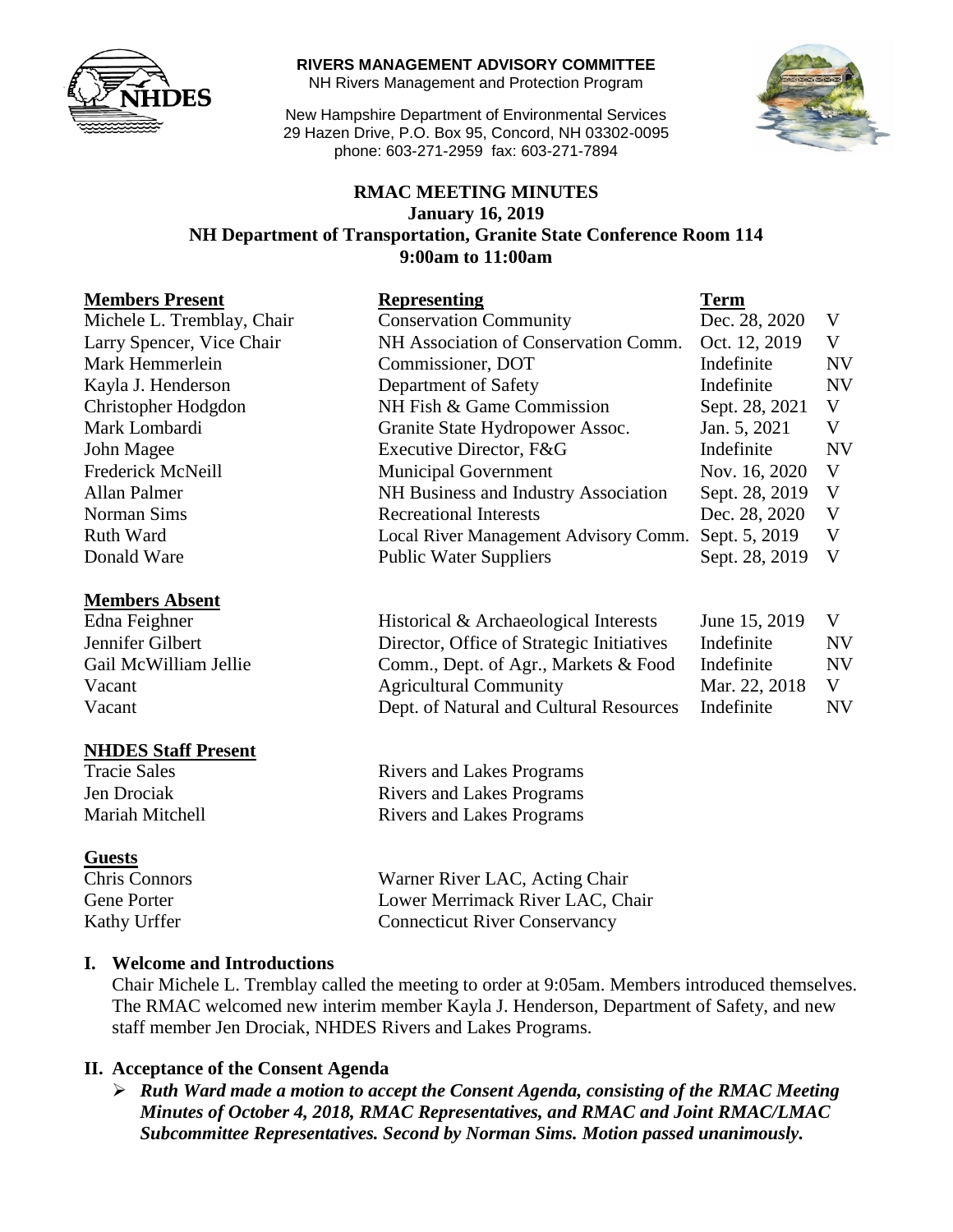**RIVERS MANAGEMENT ADVISORY COMMITTEE**
NH Rivers Management and Protection Program

New Hampshire Department of Environmental Services
29 Hazen Drive, P.O. Box 95, Concord, NH 03302-0095
phone: 603-271-2959 fax: 603-271-7894

# RMAC MEETING MINUTES
**January 16, 2019**
**NH Department of Transportation, Granite State Conference Room 114**
**9:00am to 11:00am**

| **Members Present** | **Representing** | **Term** | |
|---|---|---|---|
| Michele L. Tremblay, Chair | Conservation Community | Dec. 28, 2020 | V |
| Larry Spencer, Vice Chair | NH Association of Conservation Comm. | Oct. 12, 2019 | V |
| Mark Hemmerlein | Commissioner, DOT | Indefinite | NV |
| Kayla J. Henderson | Department of Safety | Indefinite | NV |
| Christopher Hodgdon | NH Fish & Game Commission | Sept. 28, 2021 | V |
| Mark Lombardi | Granite State Hydropower Assoc. | Jan. 5, 2021 | V |
| John Magee | Executive Director, F&G | Indefinite | NV |
| Frederick McNeill | Municipal Government | Nov. 16, 2020 | V |
| Allan Palmer | NH Business and Industry Association | Sept. 28, 2019 | V |
| Norman Sims | Recreational Interests | Dec. 28, 2020 | V |
| Ruth Ward | Local River Management Advisory Comm. | Sept. 5, 2019 | V |
| Donald Ware | Public Water Suppliers | Sept. 28, 2019 | V |

| **Members Absent** | | | |
|---|---|---|---|
| Edna Feighner | Historical & Archaeological Interests | June 15, 2019 | V |
| Jennifer Gilbert | Director, Office of Strategic Initiatives | Indefinite | NV |
| Gail McWilliam Jellie | Comm., Dept. of Agr., Markets & Food | Indefinite | NV |
| Vacant | Agricultural Community | Mar. 22, 2018 | V |
| Vacant | Dept. of Natural and Cultural Resources | Indefinite | NV |

| **NHDES Staff Present** | |
|---|---|
| Tracie Sales | Rivers and Lakes Programs |
| Jen Drociak | Rivers and Lakes Programs |
| Mariah Mitchell | Rivers and Lakes Programs |

| **Guests** | |
|---|---|
| Chris Connors | Warner River LAC, Acting Chair |
| Gene Porter | Lower Merrimack River LAC, Chair |
| Kathy Urffer | Connecticut River Conservancy |

## I. Welcome and Introductions

Chair Michele L. Tremblay called the meeting to order at 9:05am. Members introduced themselves. The RMAC welcomed new interim member Kayla J. Henderson, Department of Safety, and new staff member Jen Drociak, NHDES Rivers and Lakes Programs.

## II. Acceptance of the Consent Agenda

- ***Ruth Ward made a motion to accept the Consent Agenda, consisting of the RMAC Meeting Minutes of October 4, 2018, RMAC Representatives, and RMAC and Joint RMAC/LMAC Subcommittee Representatives. Second by Norman Sims. Motion passed unanimously.***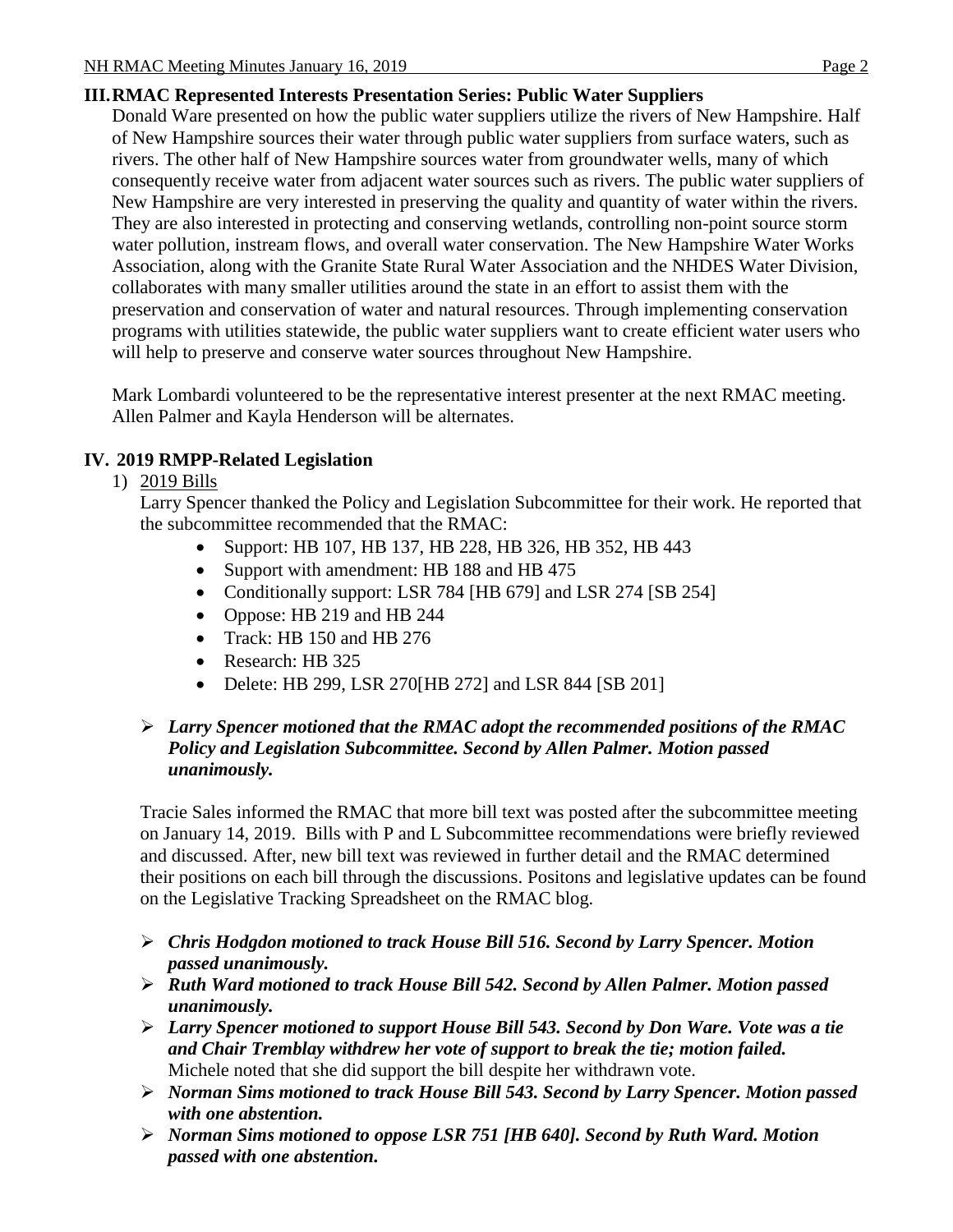## III. RMAC Represented Interests Presentation Series: Public Water Suppliers

Donald Ware presented on how the public water suppliers utilize the rivers of New Hampshire. Half of New Hampshire sources their water through public water suppliers from surface waters, such as rivers. The other half of New Hampshire sources water from groundwater wells, many of which consequently receive water from adjacent water sources such as rivers. The public water suppliers of New Hampshire are very interested in preserving the quality and quantity of water within the rivers. They are also interested in protecting and conserving wetlands, controlling non-point source storm water pollution, instream flows, and overall water conservation. The New Hampshire Water Works Association, along with the Granite State Rural Water Association and the NHDES Water Division, collaborates with many smaller utilities around the state in an effort to assist them with the preservation and conservation of water and natural resources. Through implementing conservation programs with utilities statewide, the public water suppliers want to create efficient water users who will help to preserve and conserve water sources throughout New Hampshire.

Mark Lombardi volunteered to be the representative interest presenter at the next RMAC meeting. Allen Palmer and Kayla Henderson will be alternates.

## IV. 2019 RMPP-Related Legislation

1) <u>2019 Bills</u>

Larry Spencer thanked the Policy and Legislation Subcommittee for their work. He reported that the subcommittee recommended that the RMAC:

- Support: HB 107, HB 137, HB 228, HB 326, HB 352, HB 443
- Support with amendment: HB 188 and HB 475
- Conditionally support: LSR 784 [HB 679] and LSR 274 [SB 254]
- Oppose: HB 219 and HB 244
- Track: HB 150 and HB 276
- Research: HB 325
- Delete: HB 299, LSR 270[HB 272] and LSR 844 [SB 201]

- ***Larry Spencer motioned that the RMAC adopt the recommended positions of the RMAC Policy and Legislation Subcommittee. Second by Allen Palmer. Motion passed unanimously.***

Tracie Sales informed the RMAC that more bill text was posted after the subcommittee meeting on January 14, 2019. Bills with P and L Subcommittee recommendations were briefly reviewed and discussed. After, new bill text was reviewed in further detail and the RMAC determined their positions on each bill through the discussions. Positons and legislative updates can be found on the Legislative Tracking Spreadsheet on the RMAC blog.

- ***Chris Hodgdon motioned to track House Bill 516. Second by Larry Spencer. Motion passed unanimously.***
- ***Ruth Ward motioned to track House Bill 542. Second by Allen Palmer. Motion passed unanimously.***
- ***Larry Spencer motioned to support House Bill 543. Second by Don Ware. Vote was a tie and Chair Tremblay withdrew her vote of support to break the tie; motion failed.*** Michele noted that she did support the bill despite her withdrawn vote.
- ***Norman Sims motioned to track House Bill 543. Second by Larry Spencer. Motion passed with one abstention.***
- ***Norman Sims motioned to oppose LSR 751 [HB 640]. Second by Ruth Ward. Motion passed with one abstention.***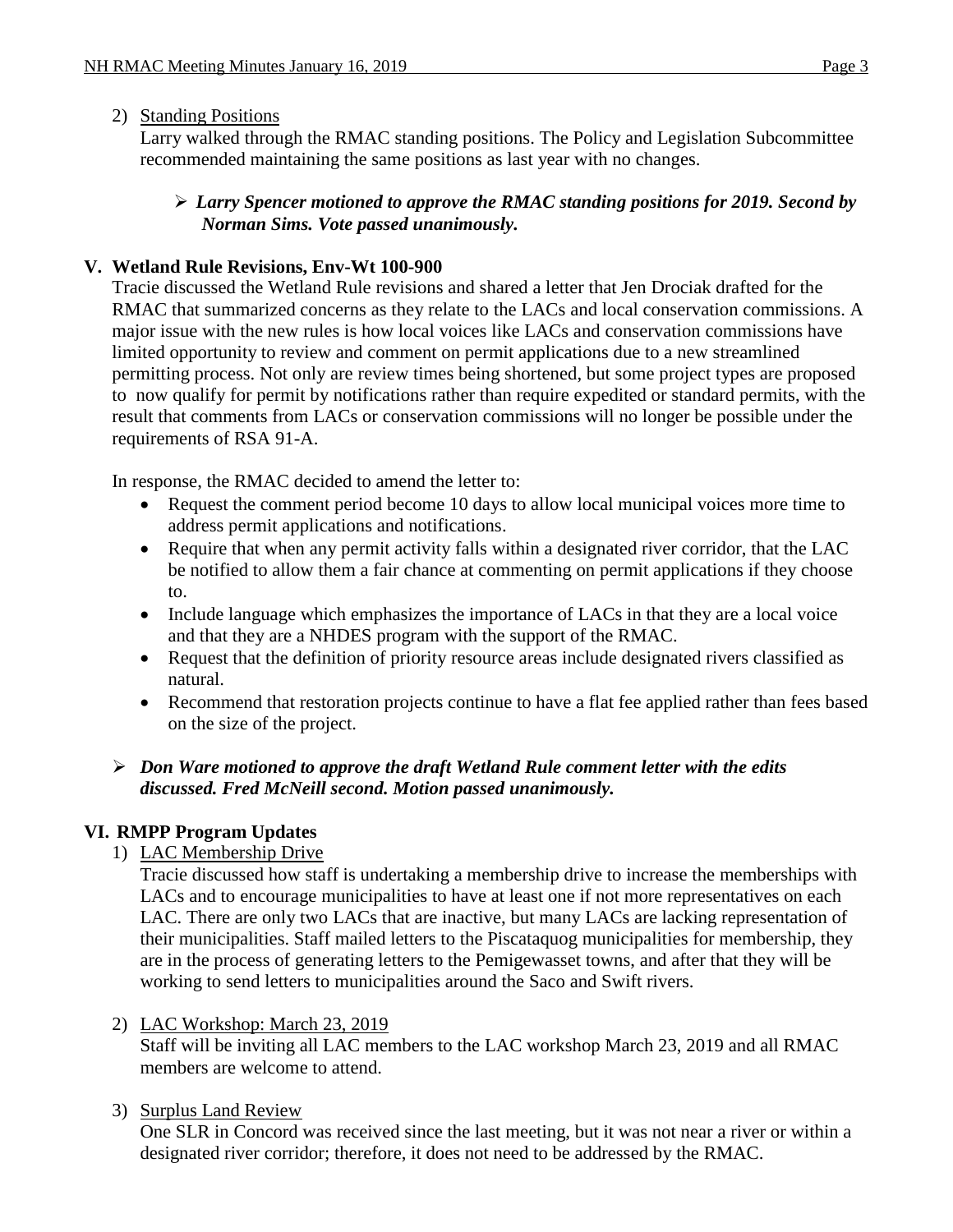2) Standing Positions

Larry walked through the RMAC standing positions. The Policy and Legislation Subcommittee recommended maintaining the same positions as last year with no changes.

- ***Larry Spencer motioned to approve the RMAC standing positions for 2019. Second by Norman Sims. Vote passed unanimously.***

## V. Wetland Rule Revisions, Env-Wt 100-900

Tracie discussed the Wetland Rule revisions and shared a letter that Jen Drociak drafted for the RMAC that summarized concerns as they relate to the LACs and local conservation commissions. A major issue with the new rules is how local voices like LACs and conservation commissions have limited opportunity to review and comment on permit applications due to a new streamlined permitting process. Not only are review times being shortened, but some project types are proposed to now qualify for permit by notifications rather than require expedited or standard permits, with the result that comments from LACs or conservation commissions will no longer be possible under the requirements of RSA 91-A.

In response, the RMAC decided to amend the letter to:

- Request the comment period become 10 days to allow local municipal voices more time to address permit applications and notifications.
- Require that when any permit activity falls within a designated river corridor, that the LAC be notified to allow them a fair chance at commenting on permit applications if they choose to.
- Include language which emphasizes the importance of LACs in that they are a local voice and that they are a NHDES program with the support of the RMAC.
- Request that the definition of priority resource areas include designated rivers classified as natural.
- Recommend that restoration projects continue to have a flat fee applied rather than fees based on the size of the project.

- ***Don Ware motioned to approve the draft Wetland Rule comment letter with the edits discussed. Fred McNeill second. Motion passed unanimously.***

## VI. RMPP Program Updates

1) LAC Membership Drive

Tracie discussed how staff is undertaking a membership drive to increase the memberships with LACs and to encourage municipalities to have at least one if not more representatives on each LAC. There are only two LACs that are inactive, but many LACs are lacking representation of their municipalities. Staff mailed letters to the Piscataquog municipalities for membership, they are in the process of generating letters to the Pemigewasset towns, and after that they will be working to send letters to municipalities around the Saco and Swift rivers.

2) LAC Workshop: March 23, 2019

Staff will be inviting all LAC members to the LAC workshop March 23, 2019 and all RMAC members are welcome to attend.

3) Surplus Land Review

One SLR in Concord was received since the last meeting, but it was not near a river or within a designated river corridor; therefore, it does not need to be addressed by the RMAC.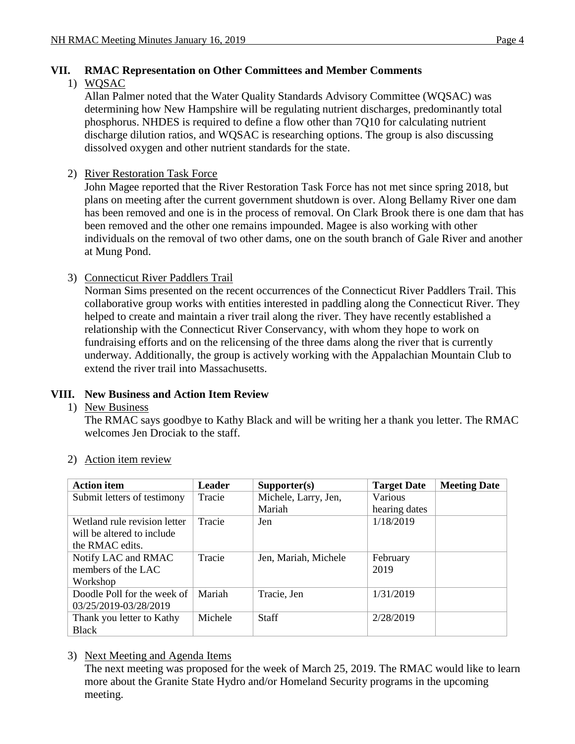## VII. RMAC Representation on Other Committees and Member Comments

1) WQSAC

Allan Palmer noted that the Water Quality Standards Advisory Committee (WQSAC) was determining how New Hampshire will be regulating nutrient discharges, predominantly total phosphorus. NHDES is required to define a flow other than 7Q10 for calculating nutrient discharge dilution ratios, and WQSAC is researching options. The group is also discussing dissolved oxygen and other nutrient standards for the state.

2) River Restoration Task Force

John Magee reported that the River Restoration Task Force has not met since spring 2018, but plans on meeting after the current government shutdown is over. Along Bellamy River one dam has been removed and one is in the process of removal. On Clark Brook there is one dam that has been removed and the other one remains impounded. Magee is also working with other individuals on the removal of two other dams, one on the south branch of Gale River and another at Mung Pond.

3) Connecticut River Paddlers Trail

Norman Sims presented on the recent occurrences of the Connecticut River Paddlers Trail. This collaborative group works with entities interested in paddling along the Connecticut River. They helped to create and maintain a river trail along the river. They have recently established a relationship with the Connecticut River Conservancy, with whom they hope to work on fundraising efforts and on the relicensing of the three dams along the river that is currently underway. Additionally, the group is actively working with the Appalachian Mountain Club to extend the river trail into Massachusetts.

## VIII. New Business and Action Item Review

1) New Business

The RMAC says goodbye to Kathy Black and will be writing her a thank you letter. The RMAC welcomes Jen Drociak to the staff.

2) Action item review

| Action item | Leader | Supporter(s) | Target Date | Meeting Date |
|---|---|---|---|---|
| Submit letters of testimony | Tracie | Michele, Larry, Jen, Mariah | Various hearing dates | |
| Wetland rule revision letter will be altered to include the RMAC edits. | Tracie | Jen | 1/18/2019 | |
| Notify LAC and RMAC members of the LAC Workshop | Tracie | Jen, Mariah, Michele | February 2019 | |
| Doodle Poll for the week of 03/25/2019-03/28/2019 | Mariah | Tracie, Jen | 1/31/2019 | |
| Thank you letter to Kathy Black | Michele | Staff | 2/28/2019 | |

3) Next Meeting and Agenda Items

The next meeting was proposed for the week of March 25, 2019. The RMAC would like to learn more about the Granite State Hydro and/or Homeland Security programs in the upcoming meeting.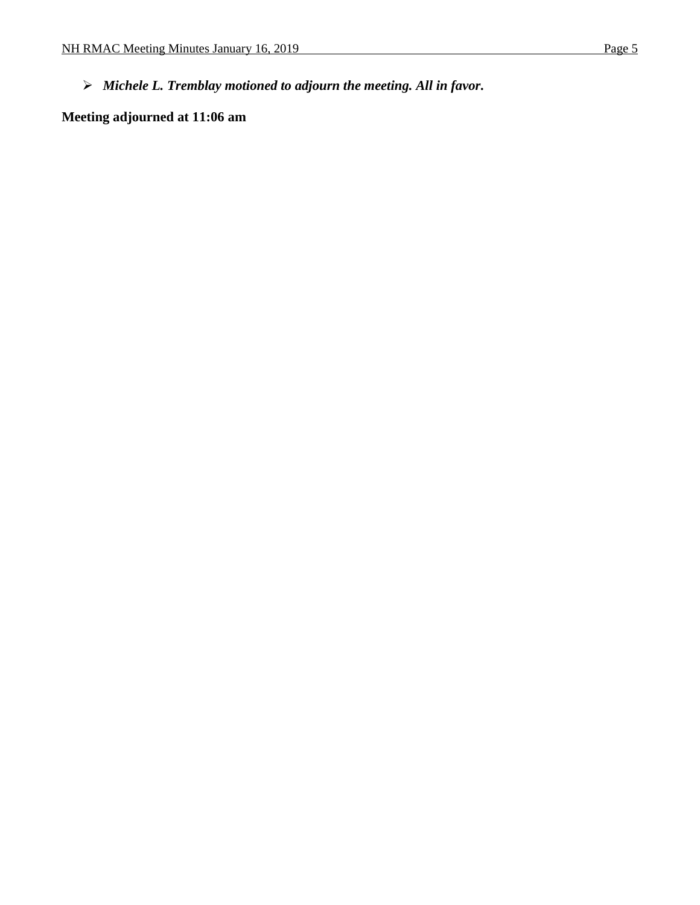- ***Michele L. Tremblay motioned to adjourn the meeting. All in favor.***

**Meeting adjourned at 11:06 am**